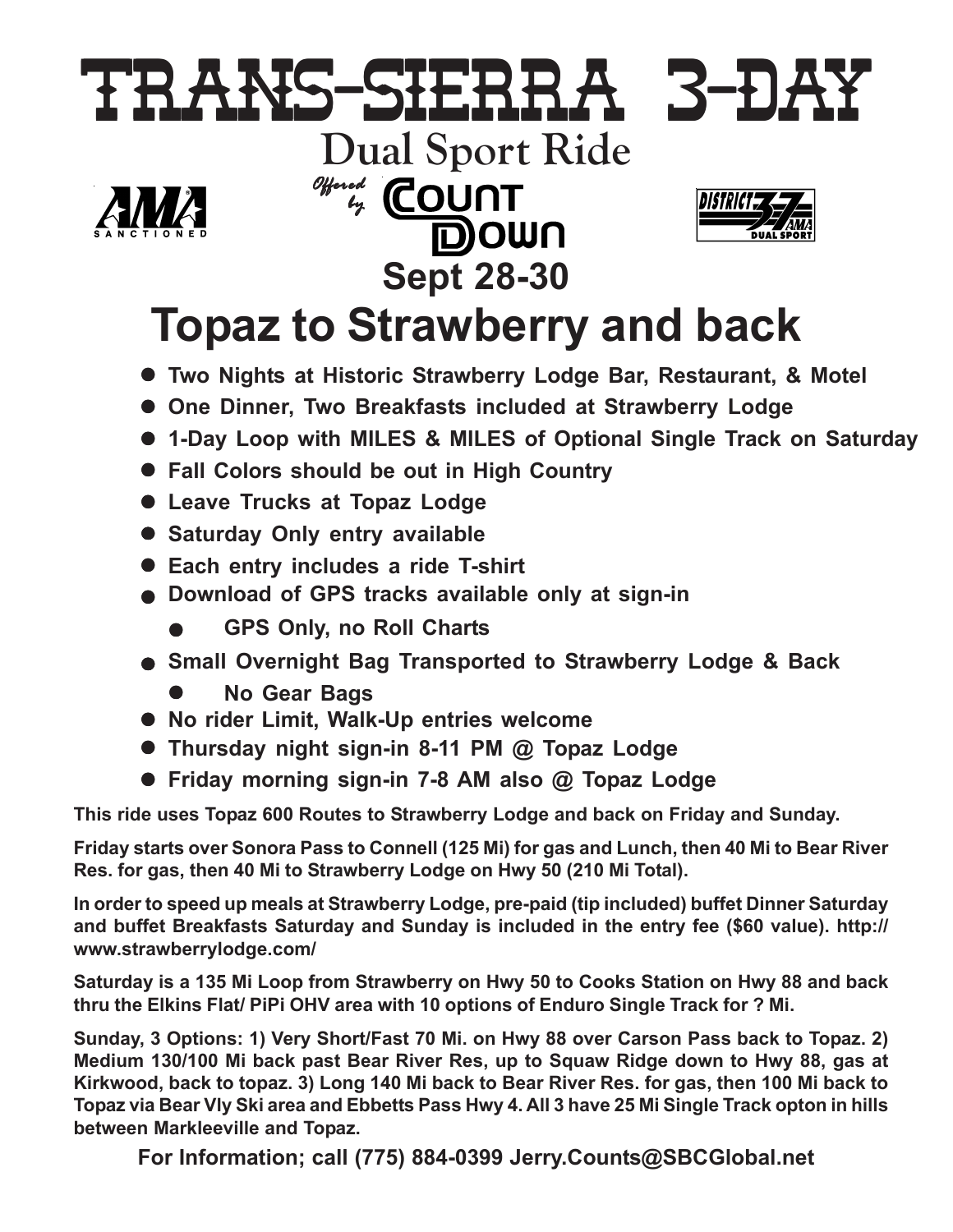# TRANS-SIERRA 3-DAY

## Dual Sport Ride

AMA SANCTIONED

Offered by COUNT DOWN

DISTRICT 37 AMA DUAL SPORT

**Sept 28-30**

# Topaz to Strawberry and back

- **Two Nights at Historic Strawberry Lodge Bar, Restaurant, & Motel**
- **One Dinner, Two Breakfasts included at Strawberry Lodge**
- **1-Day Loop with MILES & MILES of Optional Single Track on Saturday**
- **Fall Colors should be out in High Country**
- **Leave Trucks at Topaz Lodge**
- **Saturday Only entry available**
- **Each entry includes a ride T-shirt**
- **Download of GPS tracks available only at sign-in**
  - **GPS Only, no Roll Charts**
- **Small Overnight Bag Transported to Strawberry Lodge & Back**
  - **No Gear Bags**
- **No rider Limit, Walk-Up entries welcome**
- **Thursday night sign-in 8-11 PM @ Topaz Lodge**
- **Friday morning sign-in 7-8 AM also @ Topaz Lodge**

**This ride uses Topaz 600 Routes to Strawberry Lodge and back on Friday and Sunday.**

**Friday starts over Sonora Pass to Connell (125 Mi) for gas and Lunch, then 40 Mi to Bear River Res. for gas, then 40 Mi to Strawberry Lodge on Hwy 50 (210 Mi Total).**

**In order to speed up meals at Strawberry Lodge, pre-paid (tip included) buffet Dinner Saturday and buffet Breakfasts Saturday and Sunday is included in the entry fee ($60 value). http://www.strawberrylodge.com/**

**Saturday is a 135 Mi Loop from Strawberry on Hwy 50 to Cooks Station on Hwy 88 and back thru the Elkins Flat/ PiPi OHV area with 10 options of Enduro Single Track for ? Mi.**

**Sunday, 3 Options: 1) Very Short/Fast 70 Mi. on Hwy 88 over Carson Pass back to Topaz. 2) Medium 130/100 Mi back past Bear River Res, up to Squaw Ridge down to Hwy 88, gas at Kirkwood, back to topaz. 3) Long 140 Mi back to Bear River Res. for gas, then 100 Mi back to Topaz via Bear Vly Ski area and Ebbetts Pass Hwy 4. All 3 have 25 Mi Single Track opton in hills between Markleeville and Topaz.**

**For Information; call (775) 884-0399 Jerry.Counts@SBCGlobal.net**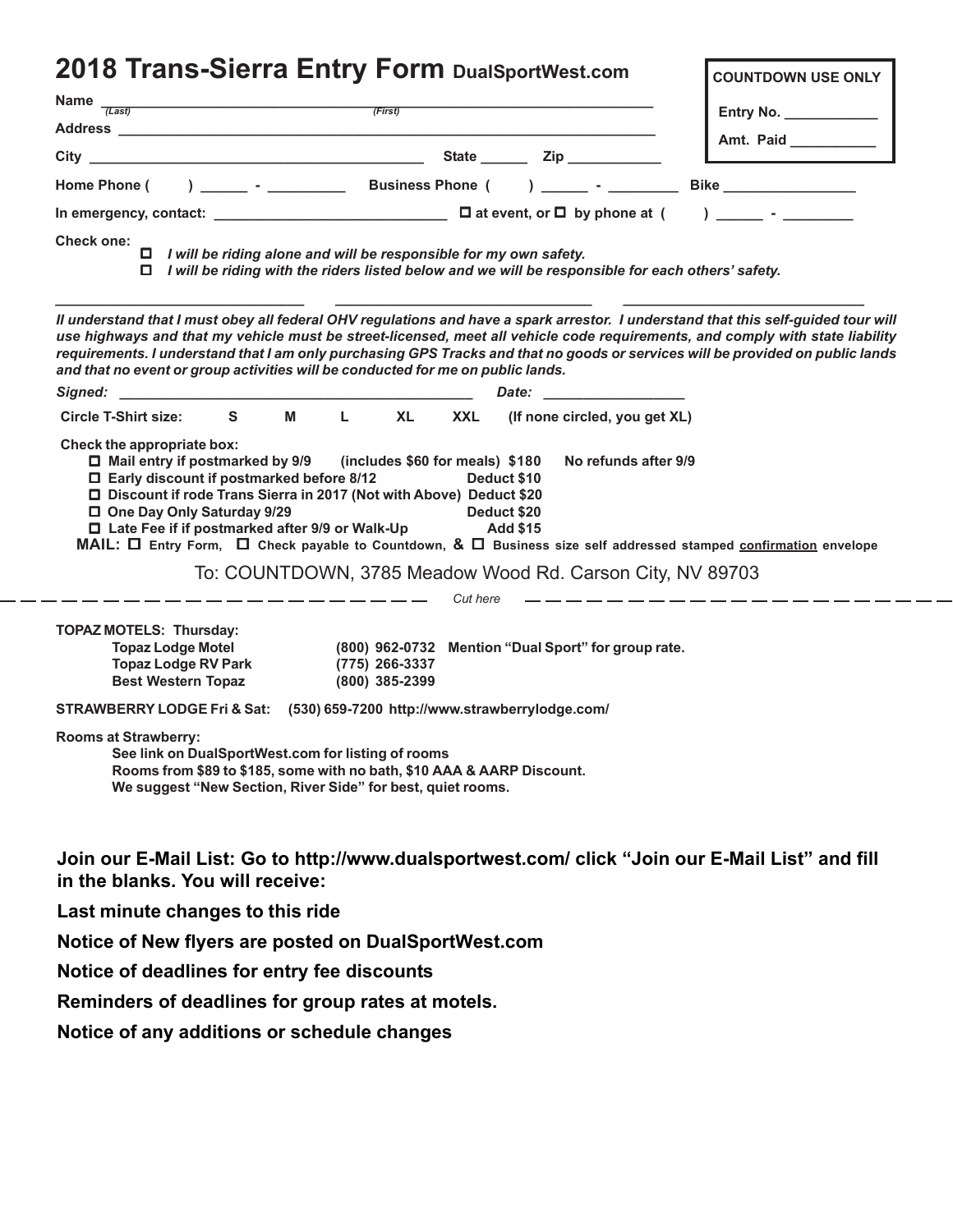# 2018 Trans-Sierra Entry Form DualSportWest.com

**COUNTDOWN USE ONLY**

**Entry No.** ___________

**Amt. Paid** __________

**Name** ________________________________ ________________________________
*(Last)* *(First)*

**Address** ______________________________________________________________

**City** ________________________________ **State** ______ **Zip** ___________

**Home Phone (** **)** ______ - _________ **Business Phone (** **)** ______ - _________ **Bike** ________________

**In emergency, contact:** ____________________________ ☐ **at event, or** ☐ **by phone at (** **)** ______ - ________

**Check one:**

☐ ***I will be riding alone and will be responsible for my own safety.***

☐ ***I will be riding with the riders listed below and we will be responsible for each others' safety.***

____________________________ ____________________________ ____________________________

***Il understand that I must obey all federal OHV regulations and have a spark arrestor. I understand that this self-guided tour will use highways and that my vehicle must be street-licensed, meet all vehicle code requirements, and comply with state liability requirements. I understand that I am only purchasing GPS Tracks and that no goods or services will be provided on public lands and that no event or group activities will be conducted for me on public lands.***

***Signed:*** ________________________________________ ***Date:*** ________________

**Circle T-Shirt size: S M L XL XXL (If none circled, you get XL)**

**Check the appropriate box:**

- ☐ **Mail entry if postmarked by 9/9 (includes $60 for meals) $180 No refunds after 9/9**
- ☐ **Early discount if postmarked before 8/12 Deduct $10**
- ☐ **Discount if rode Trans Sierra in 2017 (Not with Above) Deduct $20**
- ☐ **One Day Only Saturday 9/29 Deduct $20**
- ☐ **Late Fee if if postmarked after 9/9 or Walk-Up Add $15**

**MAIL:** ☐ **Entry Form,** ☐ **Check payable to Countdown, &** ☐ **Business size self addressed stamped confirmation envelope**

To: COUNTDOWN, 3785 Meadow Wood Rd. Carson City, NV 89703

*Cut here*

---

**TOPAZ MOTELS: Thursday:**

**Topaz Lodge Motel** (800) 962-0732 Mention "Dual Sport" for group rate.
**Topaz Lodge RV Park** (775) 266-3337
**Best Western Topaz** (800) 385-2399

**STRAWBERRY LODGE Fri & Sat:** (530) 659-7200 http://www.strawberrylodge.com/

**Rooms at Strawberry:**

**See link on DualSportWest.com for listing of rooms**
**Rooms from $89 to $185, some with no bath, $10 AAA & AARP Discount.**
**We suggest "New Section, River Side" for best, quiet rooms.**

**Join our E-Mail List: Go to http://www.dualsportwest.com/ click "Join our E-Mail List" and fill in the blanks. You will receive:**

**Last minute changes to this ride**

**Notice of New flyers are posted on DualSportWest.com**

**Notice of deadlines for entry fee discounts**

**Reminders of deadlines for group rates at motels.**

**Notice of any additions or schedule changes**